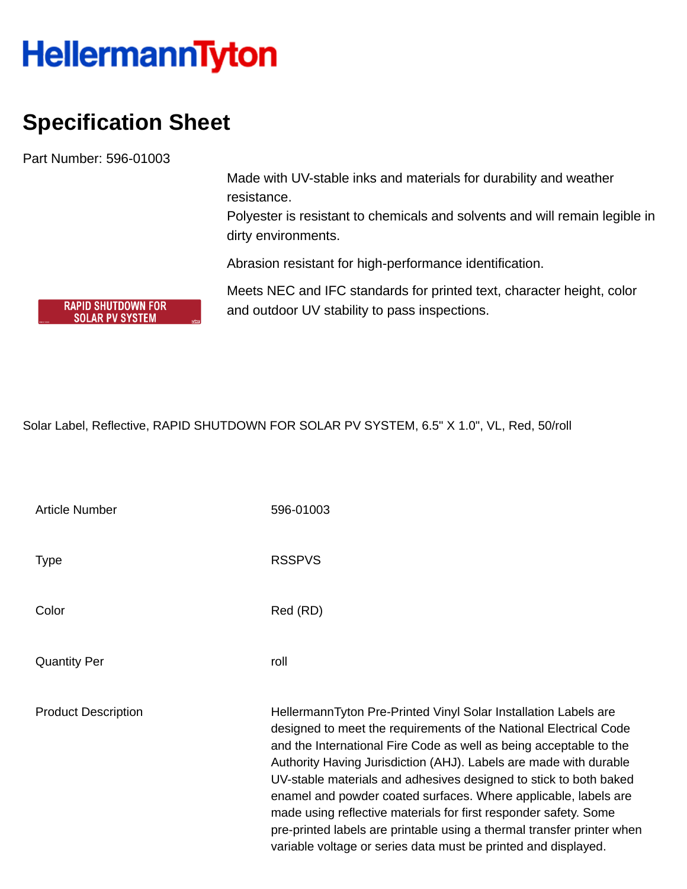HellermannTyton

# Specification Sheet

Part Number: 596-01003

Made with UV-stable inks and materials for durability and weather resistance.
Polyester is resistant to chemicals and solvents and will remain legible in dirty environments.

Abrasion resistant for high-performance identification.

Meets NEC and IFC standards for printed text, character height, color and outdoor UV stability to pass inspections.

Solar Label, Reflective, RAPID SHUTDOWN FOR SOLAR PV SYSTEM, 6.5" X 1.0", VL, Red, 50/roll

| | |
|---|---|
| Article Number | 596-01003 |
| Type | RSSPVS |
| Color | Red (RD) |
| Quantity Per | roll |
| Product Description | HellermannTyton Pre-Printed Vinyl Solar Installation Labels are designed to meet the requirements of the National Electrical Code and the International Fire Code as well as being acceptable to the Authority Having Jurisdiction (AHJ). Labels are made with durable UV-stable materials and adhesives designed to stick to both baked enamel and powder coated surfaces. Where applicable, labels are made using reflective materials for first responder safety. Some pre-printed labels are printable using a thermal transfer printer when variable voltage or series data must be printed and displayed. |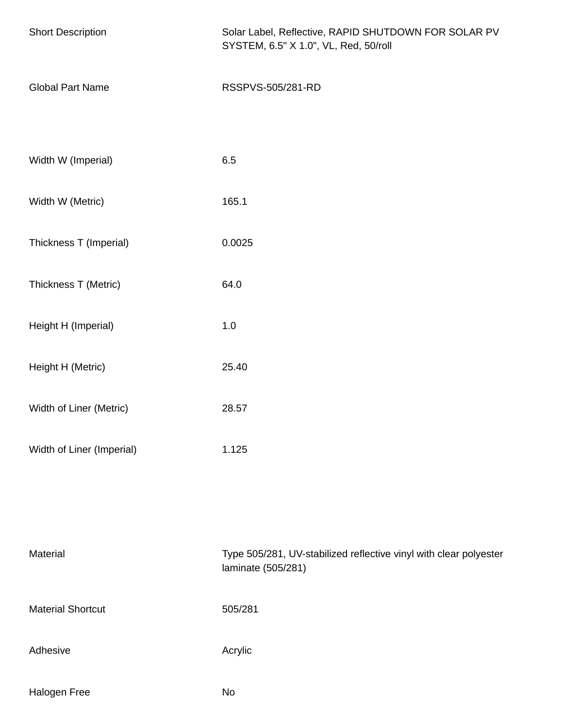| | |
|---|---|
| Short Description | Solar Label, Reflective, RAPID SHUTDOWN FOR SOLAR PV SYSTEM, 6.5" X 1.0", VL, Red, 50/roll |
| Global Part Name | RSSPVS-505/281-RD |
| Width W (Imperial) | 6.5 |
| Width W (Metric) | 165.1 |
| Thickness T (Imperial) | 0.0025 |
| Thickness T (Metric) | 64.0 |
| Height H (Imperial) | 1.0 |
| Height H (Metric) | 25.40 |
| Width of Liner (Metric) | 28.57 |
| Width of Liner (Imperial) | 1.125 |
| Material | Type 505/281, UV-stabilized reflective vinyl with clear polyester laminate (505/281) |
| Material Shortcut | 505/281 |
| Adhesive | Acrylic |
| Halogen Free | No |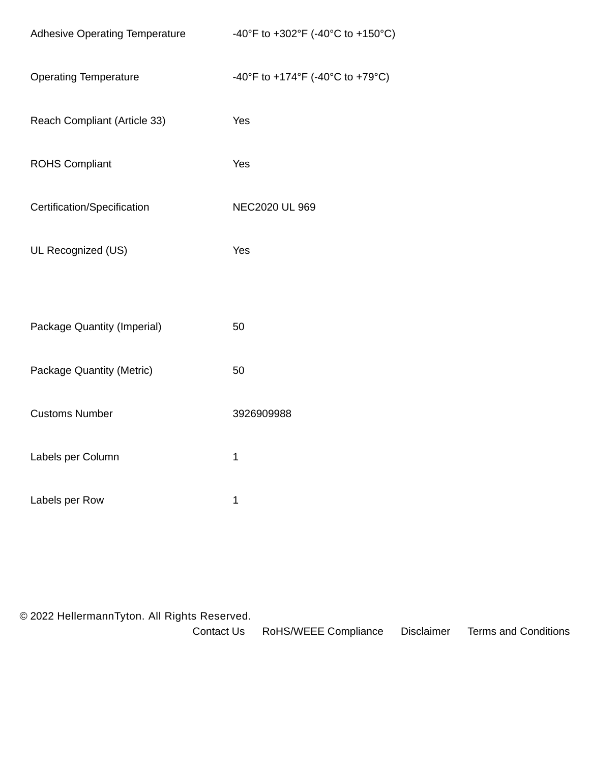| | |
|---|---|
| Adhesive Operating Temperature | -40°F to +302°F (-40°C to +150°C) |
| Operating Temperature | -40°F to +174°F (-40°C to +79°C) |
| Reach Compliant (Article 33) | Yes |
| ROHS Compliant | Yes |
| Certification/Specification | NEC2020 UL 969 |
| UL Recognized (US) | Yes |

| | |
|---|---|
| Package Quantity (Imperial) | 50 |
| Package Quantity (Metric) | 50 |
| Customs Number | 3926909988 |
| Labels per Column | 1 |
| Labels per Row | 1 |

© 2022 HellermannTyton. All Rights Reserved.

Contact Us RoHS/WEEE Compliance Disclaimer Terms and Conditions